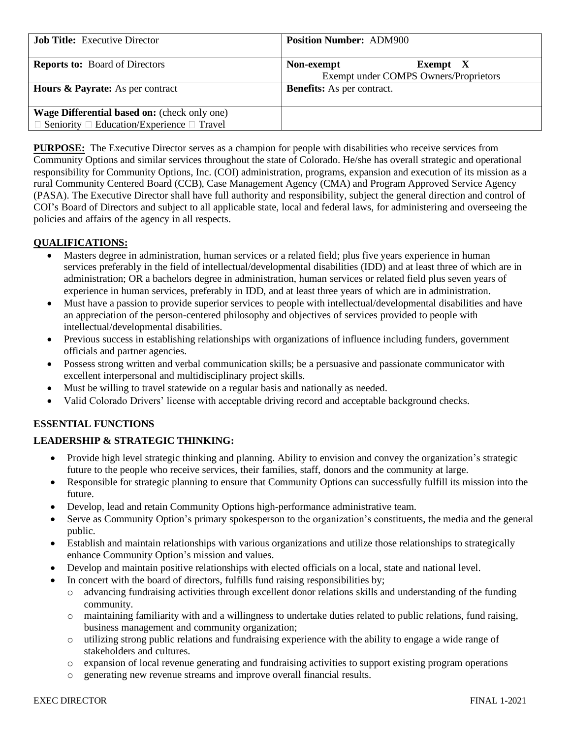| **Job Title:** Executive Director | **Position Number:** ADM900 |
| --- | --- |
| **Reports to:** Board of Directors | **Non-exempt** **Exempt X** Exempt under COMPS Owners/Proprietors |
| **Hours & Payrate:** As per contract | **Benefits:** As per contract. |
| **Wage Differential based on:** (check only one) □ Seniority □ Education/Experience □ Travel | |

**PURPOSE:** The Executive Director serves as a champion for people with disabilities who receive services from Community Options and similar services throughout the state of Colorado. He/she has overall strategic and operational responsibility for Community Options, Inc. (COI) administration, programs, expansion and execution of its mission as a rural Community Centered Board (CCB), Case Management Agency (CMA) and Program Approved Service Agency (PASA). The Executive Director shall have full authority and responsibility, subject the general direction and control of COI's Board of Directors and subject to all applicable state, local and federal laws, for administering and overseeing the policies and affairs of the agency in all respects.

**QUALIFICATIONS:**

- Masters degree in administration, human services or a related field; plus five years experience in human services preferably in the field of intellectual/developmental disabilities (IDD) and at least three of which are in administration; OR a bachelors degree in administration, human services or related field plus seven years of experience in human services, preferably in IDD, and at least three years of which are in administration.
- Must have a passion to provide superior services to people with intellectual/developmental disabilities and have an appreciation of the person-centered philosophy and objectives of services provided to people with intellectual/developmental disabilities.
- Previous success in establishing relationships with organizations of influence including funders, government officials and partner agencies.
- Possess strong written and verbal communication skills; be a persuasive and passionate communicator with excellent interpersonal and multidisciplinary project skills.
- Must be willing to travel statewide on a regular basis and nationally as needed.
- Valid Colorado Drivers' license with acceptable driving record and acceptable background checks.

**ESSENTIAL FUNCTIONS**

**LEADERSHIP & STRATEGIC THINKING:**

- Provide high level strategic thinking and planning. Ability to envision and convey the organization's strategic future to the people who receive services, their families, staff, donors and the community at large.
- Responsible for strategic planning to ensure that Community Options can successfully fulfill its mission into the future.
- Develop, lead and retain Community Options high-performance administrative team.
- Serve as Community Option's primary spokesperson to the organization's constituents, the media and the general public.
- Establish and maintain relationships with various organizations and utilize those relationships to strategically enhance Community Option's mission and values.
- Develop and maintain positive relationships with elected officials on a local, state and national level.
- In concert with the board of directors, fulfills fund raising responsibilities by;
  - advancing fundraising activities through excellent donor relations skills and understanding of the funding community.
  - maintaining familiarity with and a willingness to undertake duties related to public relations, fund raising, business management and community organization;
  - utilizing strong public relations and fundraising experience with the ability to engage a wide range of stakeholders and cultures.
  - expansion of local revenue generating and fundraising activities to support existing program operations
  - generating new revenue streams and improve overall financial results.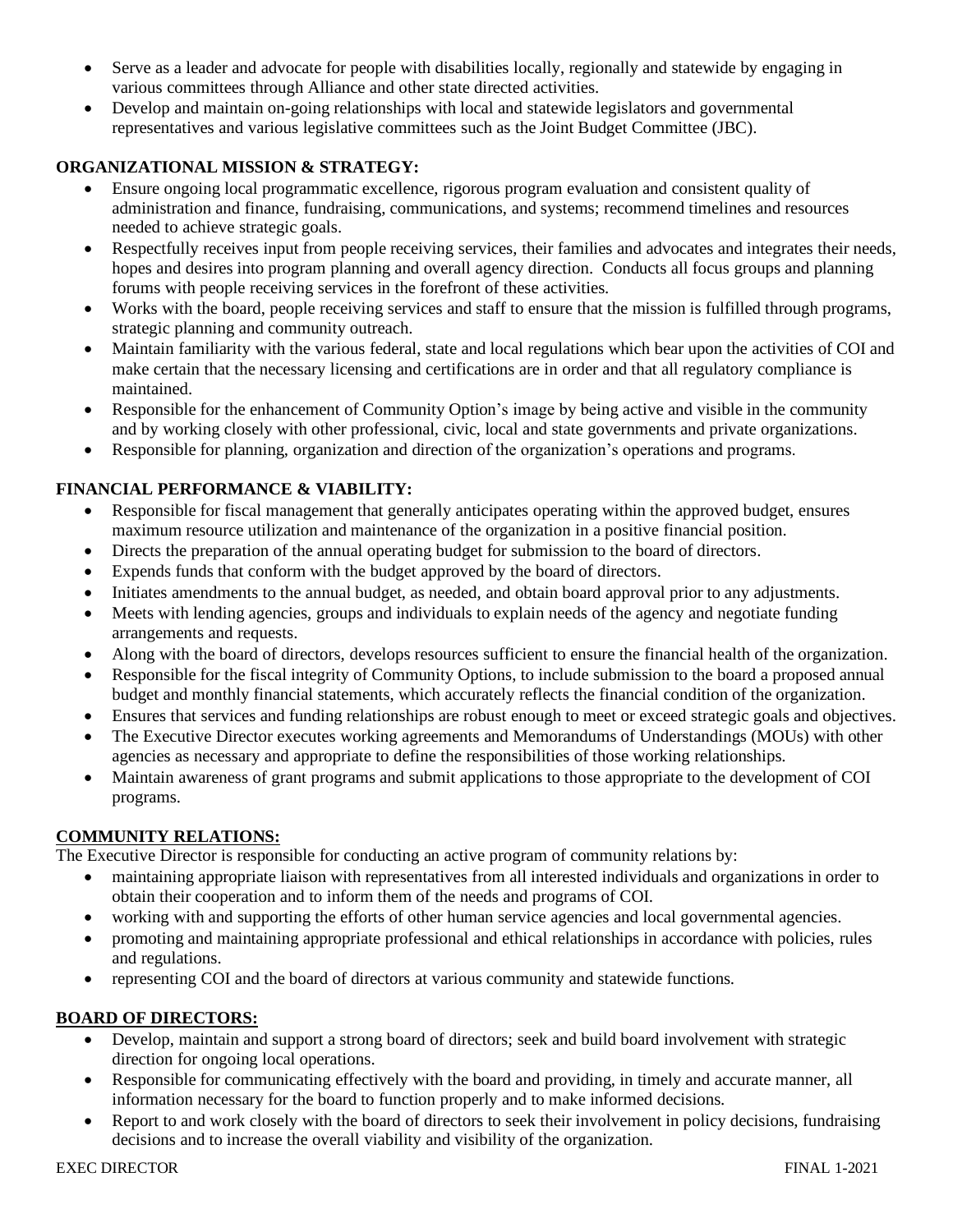- Serve as a leader and advocate for people with disabilities locally, regionally and statewide by engaging in various committees through Alliance and other state directed activities.
- Develop and maintain on-going relationships with local and statewide legislators and governmental representatives and various legislative committees such as the Joint Budget Committee (JBC).

**ORGANIZATIONAL MISSION & STRATEGY:**

- Ensure ongoing local programmatic excellence, rigorous program evaluation and consistent quality of administration and finance, fundraising, communications, and systems; recommend timelines and resources needed to achieve strategic goals.
- Respectfully receives input from people receiving services, their families and advocates and integrates their needs, hopes and desires into program planning and overall agency direction. Conducts all focus groups and planning forums with people receiving services in the forefront of these activities.
- Works with the board, people receiving services and staff to ensure that the mission is fulfilled through programs, strategic planning and community outreach.
- Maintain familiarity with the various federal, state and local regulations which bear upon the activities of COI and make certain that the necessary licensing and certifications are in order and that all regulatory compliance is maintained.
- Responsible for the enhancement of Community Option's image by being active and visible in the community and by working closely with other professional, civic, local and state governments and private organizations.
- Responsible for planning, organization and direction of the organization's operations and programs.

**FINANCIAL PERFORMANCE & VIABILITY:**

- Responsible for fiscal management that generally anticipates operating within the approved budget, ensures maximum resource utilization and maintenance of the organization in a positive financial position.
- Directs the preparation of the annual operating budget for submission to the board of directors.
- Expends funds that conform with the budget approved by the board of directors.
- Initiates amendments to the annual budget, as needed, and obtain board approval prior to any adjustments.
- Meets with lending agencies, groups and individuals to explain needs of the agency and negotiate funding arrangements and requests.
- Along with the board of directors, develops resources sufficient to ensure the financial health of the organization.
- Responsible for the fiscal integrity of Community Options, to include submission to the board a proposed annual budget and monthly financial statements, which accurately reflects the financial condition of the organization.
- Ensures that services and funding relationships are robust enough to meet or exceed strategic goals and objectives.
- The Executive Director executes working agreements and Memorandums of Understandings (MOUs) with other agencies as necessary and appropriate to define the responsibilities of those working relationships.
- Maintain awareness of grant programs and submit applications to those appropriate to the development of COI programs.

**COMMUNITY RELATIONS:**

The Executive Director is responsible for conducting an active program of community relations by:

- maintaining appropriate liaison with representatives from all interested individuals and organizations in order to obtain their cooperation and to inform them of the needs and programs of COI.
- working with and supporting the efforts of other human service agencies and local governmental agencies.
- promoting and maintaining appropriate professional and ethical relationships in accordance with policies, rules and regulations.
- representing COI and the board of directors at various community and statewide functions.

**BOARD OF DIRECTORS:**

- Develop, maintain and support a strong board of directors; seek and build board involvement with strategic direction for ongoing local operations.
- Responsible for communicating effectively with the board and providing, in timely and accurate manner, all information necessary for the board to function properly and to make informed decisions.
- Report to and work closely with the board of directors to seek their involvement in policy decisions, fundraising decisions and to increase the overall viability and visibility of the organization.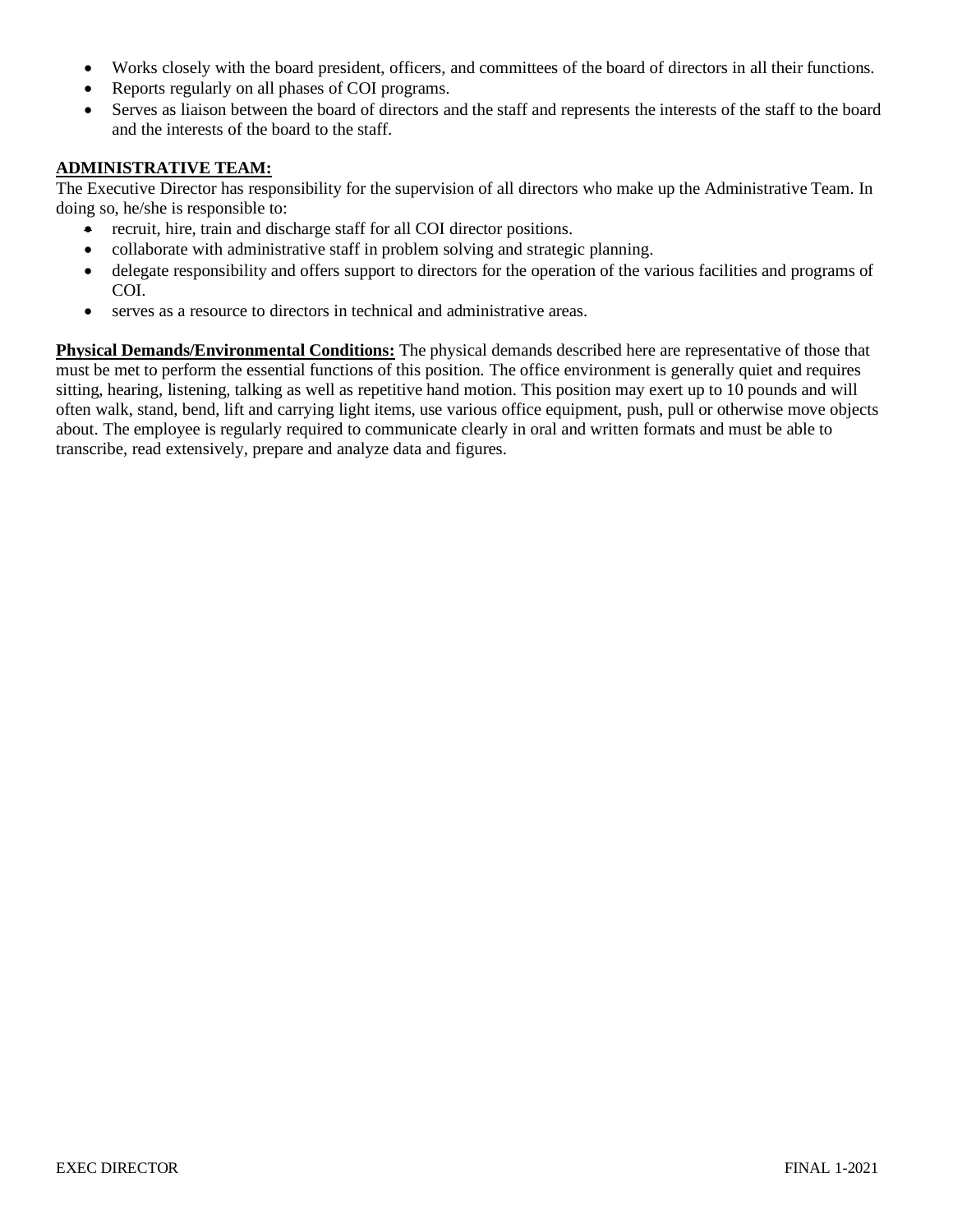- Works closely with the board president, officers, and committees of the board of directors in all their functions.
- Reports regularly on all phases of COI programs.
- Serves as liaison between the board of directors and the staff and represents the interests of the staff to the board and the interests of the board to the staff.

**ADMINISTRATIVE TEAM:**

The Executive Director has responsibility for the supervision of all directors who make up the Administrative Team. In doing so, he/she is responsible to:

- recruit, hire, train and discharge staff for all COI director positions.
- collaborate with administrative staff in problem solving and strategic planning.
- delegate responsibility and offers support to directors for the operation of the various facilities and programs of COI.
- serves as a resource to directors in technical and administrative areas.

**Physical Demands/Environmental Conditions:** The physical demands described here are representative of those that must be met to perform the essential functions of this position. The office environment is generally quiet and requires sitting, hearing, listening, talking as well as repetitive hand motion. This position may exert up to 10 pounds and will often walk, stand, bend, lift and carrying light items, use various office equipment, push, pull or otherwise move objects about. The employee is regularly required to communicate clearly in oral and written formats and must be able to transcribe, read extensively, prepare and analyze data and figures.